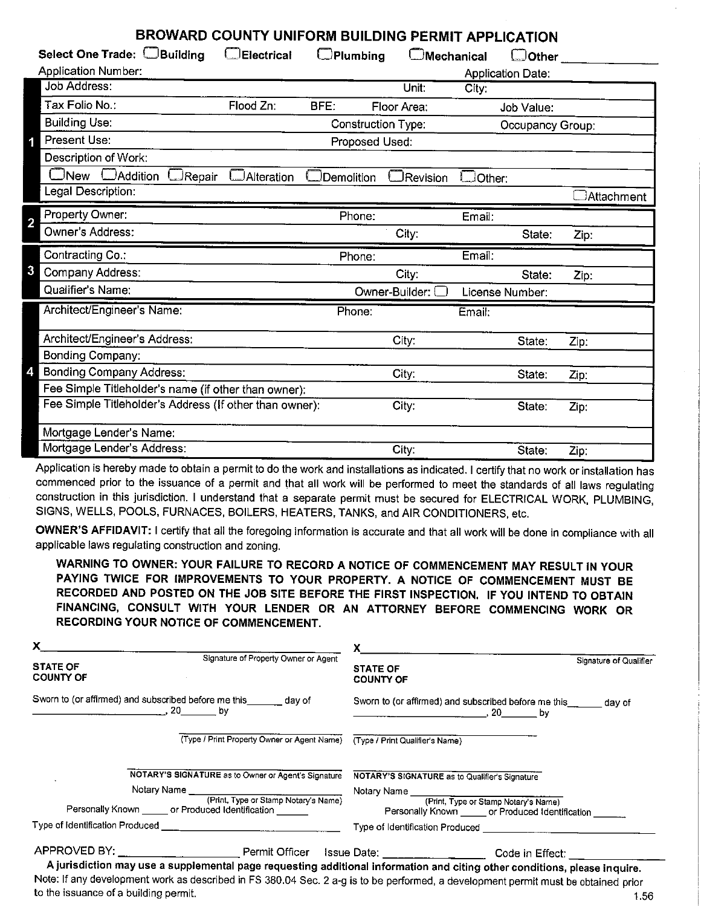# BROWARD COUNTY UNIFORM BUILDING PERMIT APPLICATION

**Select One Trade:** ☐ **Building** ☐ **Electrical** ☐ **Plumbing** ☐ **Mechanical** ☐ **Other** ____________

Application Number: Application Date:

**1**

| | | | |
|---|---|---|---|
| Job Address: | | Unit: | City: |
| Tax Folio No.: | Flood Zn: BFE: | Floor Area: | Job Value: |
| Building Use: | | Construction Type: | Occupancy Group: |
| Present Use: | | Proposed Used: | |
| Description of Work: | | | |
| ☐ New ☐ Addition ☐ Repair ☐ Alteration | ☐ Demolition | ☐ Revision | ☐ Other: |
| Legal Description: | | | ☐ Attachment |

**2**

| | | | | |
|---|---|---|---|---|
| Property Owner: | Phone: | Email: | | |
| Owner's Address: | City: | | State: | Zip: |

**3**

| | | | | |
|---|---|---|---|---|
| Contracting Co.: | Phone: | Email: | | |
| Company Address: | City: | | State: | Zip: |
| Qualifier's Name: | Owner-Builder: ☐ | License Number: | | |

**4**

| | | | | |
|---|---|---|---|---|
| Architect/Engineer's Name: | Phone: | Email: | | |
| Architect/Engineer's Address: | City: | | State: | Zip: |
| Bonding Company: | | | | |
| Bonding Company Address: | City: | | State: | Zip: |
| Fee Simple Titleholder's name (if other than owner): | | | | |
| Fee Simple Titleholder's Address (If other than owner): | City: | | State: | Zip: |
| Mortgage Lender's Name: | | | | |
| Mortgage Lender's Address: | City: | | State: | Zip: |

Application is hereby made to obtain a permit to do the work and installations as indicated. I certify that no work or installation has commenced prior to the issuance of a permit and that all work will be performed to meet the standards of all laws regulating construction in this jurisdiction. I understand that a separate permit must be secured for ELECTRICAL WORK, PLUMBING, SIGNS, WELLS, POOLS, FURNACES, BOILERS, HEATERS, TANKS, and AIR CONDITIONERS, etc.

**OWNER'S AFFIDAVIT:** I certify that all the foregoing information is accurate and that all work will be done in compliance with all applicable laws regulating construction and zoning.

**WARNING TO OWNER: YOUR FAILURE TO RECORD A NOTICE OF COMMENCEMENT MAY RESULT IN YOUR PAYING TWICE FOR IMPROVEMENTS TO YOUR PROPERTY. A NOTICE OF COMMENCEMENT MUST BE RECORDED AND POSTED ON THE JOB SITE BEFORE THE FIRST INSPECTION. IF YOU INTEND TO OBTAIN FINANCING, CONSULT WITH YOUR LENDER OR AN ATTORNEY BEFORE COMMENCING WORK OR RECORDING YOUR NOTICE OF COMMENCEMENT.**

X ______________________________
Signature of Property Owner or Agent

**STATE OF**
**COUNTY OF**

Sworn to (or affirmed) and subscribed before me this _______ day of ______________________, 20_______ by

______________________________
(Type / Print Property Owner or Agent Name)

______________________________
**NOTARY'S SIGNATURE** as to Owner or Agent's Signature

Notary Name ______________________________
(Print, Type or Stamp Notary's Name)

Personally Known _____ or Produced Identification ______

Type of Identification Produced ______________________________

X ______________________________
Signature of Qualifier

**STATE OF**
**COUNTY OF**

Sworn to (or affirmed) and subscribed before me this _______ day of ______________________, 20_______ by

______________________________
(Type / Print Qualifier's Name)

______________________________
**NOTARY'S SIGNATURE** as to Qualifier's Signature

Notary Name ______________________________
(Print, Type or Stamp Notary's Name)

Personally Known _____ or Produced Identification ______

Type of Identification Produced ______________________________

APPROVED BY: ____________________ Permit Officer Issue Date: ________________ Code in Effect: ______________

**A jurisdiction may use a supplemental page requesting additional information and citing other conditions, please inquire.**

Note: If any development work as described in FS 380.04 Sec. 2 a-g is to be performed, a development permit must be obtained prior to the issuance of a building permit.

1.56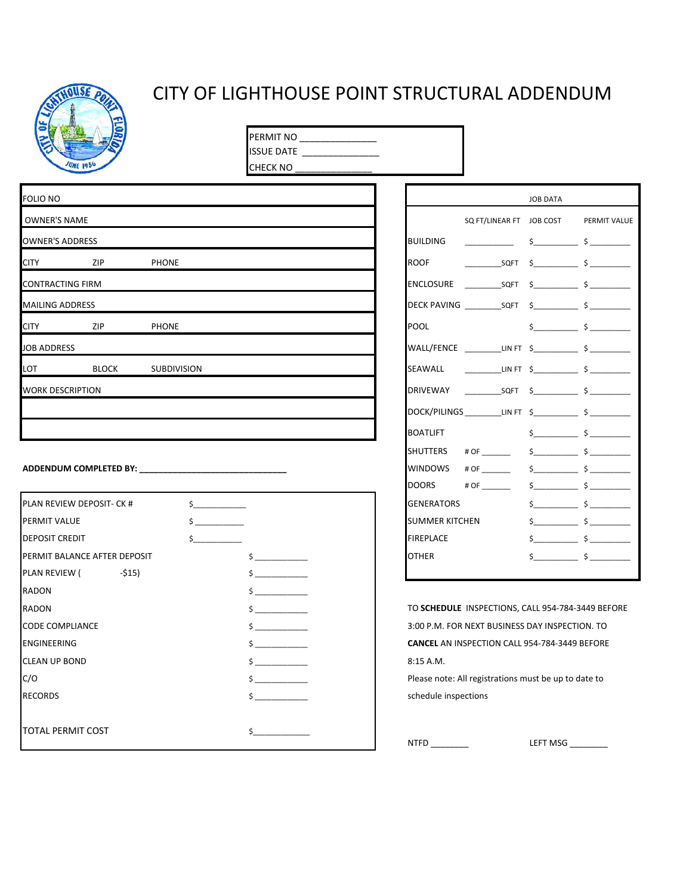# CITY OF LIGHTHOUSE POINT STRUCTURAL ADDENDUM

PERMIT NO _______________
ISSUE DATE _______________
CHECK NO _______________

| | | |
|---|---|---|
| FOLIO NO | | |
| OWNER'S NAME | | |
| OWNER'S ADDRESS | | |
| CITY | ZIP | PHONE |
| CONTRACTING FIRM | | |
| MAILING ADDRESS | | |
| CITY | ZIP | PHONE |
| JOB ADDRESS | | |
| LOT | BLOCK | SUBDIVISION |
| WORK DESCRIPTION | | |
| | | |
| | | |

**ADDENDUM COMPLETED BY:** _______________________________

| | | |
|---|---|---|
| PLAN REVIEW DEPOSIT- CK # | $___________ | |
| PERMIT VALUE | $ __________ | |
| DEPOSIT CREDIT | $__________ | |
| PERMIT BALANCE AFTER DEPOSIT | | $ ___________ |
| PLAN REVIEW ( -$15) | | $ ___________ |
| RADON | | $ ___________ |
| RADON | | $ ___________ |
| CODE COMPLIANCE | | $ ___________ |
| ENGINEERING | | $ ___________ |
| CLEAN UP BOND | | $ ___________ |
| C/O | | $ ___________ |
| RECORDS | | $ ___________ |
| TOTAL PERMIT COST | | $____________ |

| JOB DATA | | | |
|---|---|---|---|
| | SQ FT/LINEAR FT | JOB COST | PERMIT VALUE |
| BUILDING | __________ | $_________ | $ _________ |
| ROOF | ________SQFT | $_________ | $ _________ |
| ENCLOSURE | ________SQFT | $_________ | $ _________ |
| DECK PAVING | ________SQFT | $_________ | $ _________ |
| POOL | | $_________ | $ _________ |
| WALL/FENCE | ________LIN FT | $_________ | $ _________ |
| SEAWALL | ________LIN FT | $_________ | $ _________ |
| DRIVEWAY | ________SQFT | $_________ | $ _________ |
| DOCK/PILINGS | ________LIN FT | $_________ | $ _________ |
| BOATLIFT | | $_________ | $ _________ |
| SHUTTERS | # OF ______ | $_________ | $ _________ |
| WINDOWS | # OF ______ | $_________ | $ _________ |
| DOORS | # OF ______ | $_________ | $ _________ |
| GENERATORS | | $_________ | $ _________ |
| SUMMER KITCHEN | | $_________ | $ _________ |
| FIREPLACE | | $_________ | $ _________ |
| OTHER | | $_________ | $ _________ |

TO **SCHEDULE** INSPECTIONS, CALL 954-784-3449 BEFORE 3:00 P.M. FOR NEXT BUSINESS DAY INSPECTION. TO **CANCEL** AN INSPECTION CALL 954-784-3449 BEFORE 8:15 A.M.

Please note: All registrations must be up to date to schedule inspections

NTFD ________ LEFT MSG ________